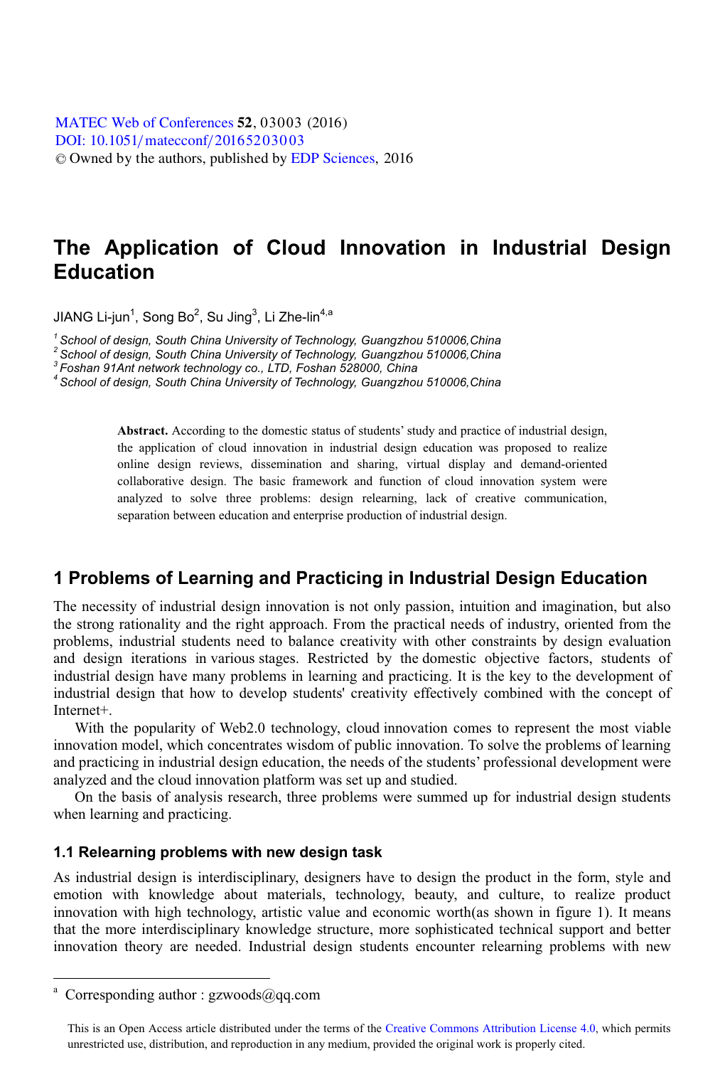# The Application of Cloud Innovation in Industrial Design Education

JIANG Li-jun[1], Song Bo[2], Su Jing[3], Li Zhe-lin[4,a]

[1] *School of design, South China University of Technology, Guangzhou 510006,China*
[2] *School of design, South China University of Technology, Guangzhou 510006,China*
[3] *Foshan 91Ant network technology co., LTD, Foshan 528000, China*
[4] *School of design, South China University of Technology, Guangzhou 510006,China*

**Abstract.** According to the domestic status of students' study and practice of industrial design, the application of cloud innovation in industrial design education was proposed to realize online design reviews, dissemination and sharing, virtual display and demand-oriented collaborative design. The basic framework and function of cloud innovation system were analyzed to solve three problems: design relearning, lack of creative communication, separation between education and enterprise production of industrial design.

## 1 Problems of Learning and Practicing in Industrial Design Education

The necessity of industrial design innovation is not only passion, intuition and imagination, but also the strong rationality and the right approach. From the practical needs of industry, oriented from the problems, industrial students need to balance creativity with other constraints by design evaluation and design iterations in various stages. Restricted by the domestic objective factors, students of industrial design have many problems in learning and practicing. It is the key to the development of industrial design that how to develop students' creativity effectively combined with the concept of Internet+.

With the popularity of Web2.0 technology, cloud innovation comes to represent the most viable innovation model, which concentrates wisdom of public innovation. To solve the problems of learning and practicing in industrial design education, the needs of the students' professional development were analyzed and the cloud innovation platform was set up and studied.

On the basis of analysis research, three problems were summed up for industrial design students when learning and practicing.

### 1.1 Relearning problems with new design task

As industrial design is interdisciplinary, designers have to design the product in the form, style and emotion with knowledge about materials, technology, beauty, and culture, to realize product innovation with high technology, artistic value and economic worth(as shown in figure 1). It means that the more interdisciplinary knowledge structure, more sophisticated technical support and better innovation theory are needed. Industrial design students encounter relearning problems with new

[a] Corresponding author : gzwoods@qq.com

This is an Open Access article distributed under the terms of the Creative Commons Attribution License 4.0, which permits unrestricted use, distribution, and reproduction in any medium, provided the original work is properly cited.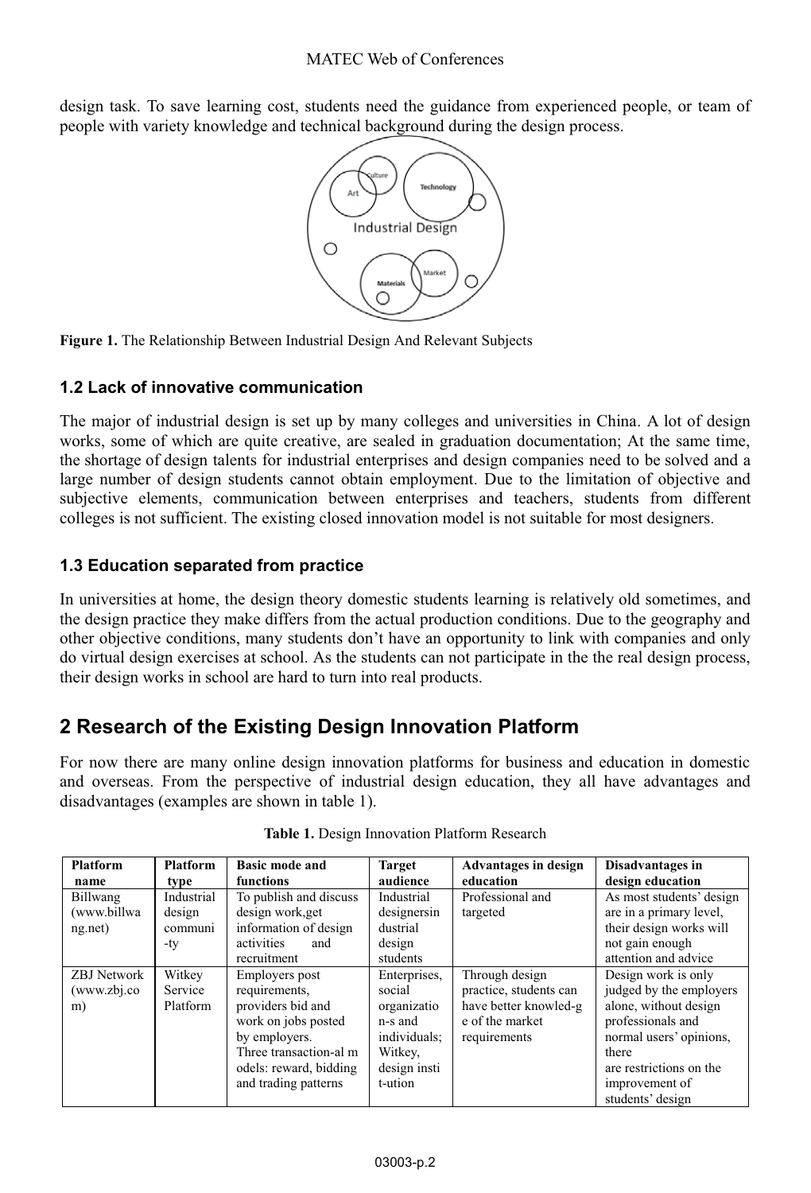design task. To save learning cost, students need the guidance from experienced people, or team of people with variety knowledge and technical background during the design process.

**Figure 1.** The Relationship Between Industrial Design And Relevant Subjects

### 1.2 Lack of innovative communication

The major of industrial design is set up by many colleges and universities in China. A lot of design works, some of which are quite creative, are sealed in graduation documentation; At the same time, the shortage of design talents for industrial enterprises and design companies need to be solved and a large number of design students cannot obtain employment. Due to the limitation of objective and subjective elements, communication between enterprises and teachers, students from different colleges is not sufficient. The existing closed innovation model is not suitable for most designers.

### 1.3 Education separated from practice

In universities at home, the design theory domestic students learning is relatively old sometimes, and the design practice they make differs from the actual production conditions. Due to the geography and other objective conditions, many students don't have an opportunity to link with companies and only do virtual design exercises at school. As the students can not participate in the the real design process, their design works in school are hard to turn into real products.

## 2 Research of the Existing Design Innovation Platform

For now there are many online design innovation platforms for business and education in domestic and overseas. From the perspective of industrial design education, they all have advantages and disadvantages (examples are shown in table 1).

**Table 1.** Design Innovation Platform Research

| Platform name | Platform type | Basic mode and functions | Target audience | Advantages in design education | Disadvantages in design education |
|---|---|---|---|---|---|
| Billwang (www.billwang.net) | Industrial design community | To publish and discuss design work,get information of design activities and recruitment | Industrial designersin dustrial design students | Professional and targeted | As most students' design are in a primary level, their design works will not gain enough attention and advice |
| ZBJ Network (www.zbj.com) | Witkey Service Platform | Employers post requirements, providers bid and work on jobs posted by employers. Three transaction-al models: reward, bidding and trading patterns | Enterprises, social organization-s and individuals; Witkey, design institution | Through design practice, students can have better knowledg-e of the market requirements | Design work is only judged by the employers alone, without design professionals and normal users' opinions, there are restrictions on the improvement of students' design |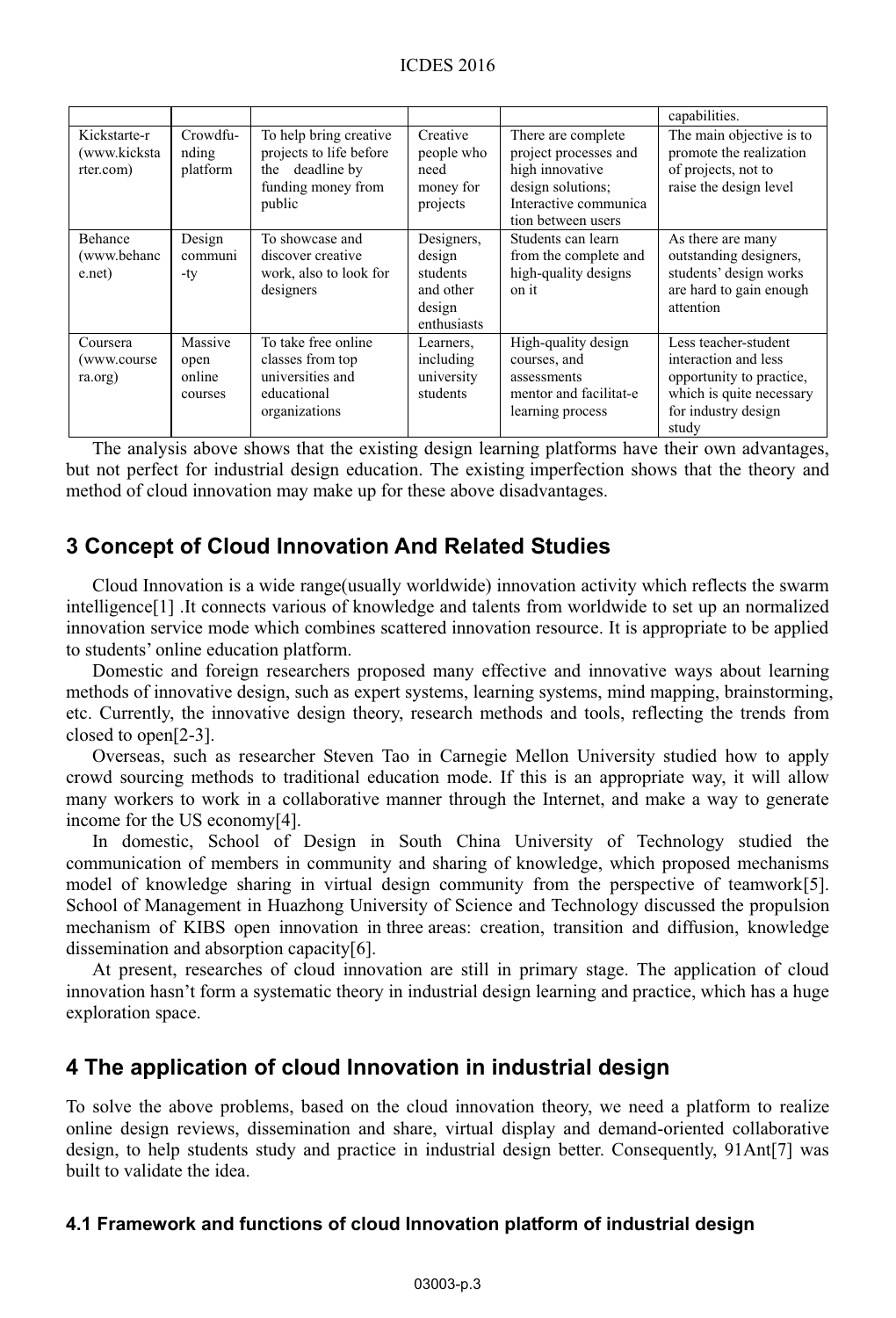| | | | | | capabilities. |
|---|---|---|---|---|---|
| Kickstarte-r (www.kickstarter.com) | Crowdfu-nding platform | To help bring creative projects to life before the deadline by funding money from public | Creative people who need money for projects | There are complete project processes and high innovative design solutions; Interactive communica tion between users | The main objective is to promote the realization of projects, not to raise the design level |
| Behance (www.behance.net) | Design communi-ty | To showcase and discover creative work, also to look for designers | Designers, design students and other design enthusiasts | Students can learn from the complete and high-quality designs on it | As there are many outstanding designers, students' design works are hard to gain enough attention |
| Coursera (www.coursera.org) | Massive open online courses | To take free online classes from top universities and educational organizations | Learners, including university students | High-quality design courses, and assessments mentor and facilitat-e learning process | Less teacher-student interaction and less opportunity to practice, which is quite necessary for industry design study |

The analysis above shows that the existing design learning platforms have their own advantages, but not perfect for industrial design education. The existing imperfection shows that the theory and method of cloud innovation may make up for these above disadvantages.

## 3 Concept of Cloud Innovation And Related Studies

Cloud Innovation is a wide range(usually worldwide) innovation activity which reflects the swarm intelligence[1] .It connects various of knowledge and talents from worldwide to set up an normalized innovation service mode which combines scattered innovation resource. It is appropriate to be applied to students' online education platform.

Domestic and foreign researchers proposed many effective and innovative ways about learning methods of innovative design, such as expert systems, learning systems, mind mapping, brainstorming, etc. Currently, the innovative design theory, research methods and tools, reflecting the trends from closed to open[2-3].

Overseas, such as researcher Steven Tao in Carnegie Mellon University studied how to apply crowd sourcing methods to traditional education mode. If this is an appropriate way, it will allow many workers to work in a collaborative manner through the Internet, and make a way to generate income for the US economy[4].

In domestic, School of Design in South China University of Technology studied the communication of members in community and sharing of knowledge, which proposed mechanisms model of knowledge sharing in virtual design community from the perspective of teamwork[5]. School of Management in Huazhong University of Science and Technology discussed the propulsion mechanism of KIBS open innovation in three areas: creation, transition and diffusion, knowledge dissemination and absorption capacity[6].

At present, researches of cloud innovation are still in primary stage. The application of cloud innovation hasn't form a systematic theory in industrial design learning and practice, which has a huge exploration space.

## 4 The application of cloud Innovation in industrial design

To solve the above problems, based on the cloud innovation theory, we need a platform to realize online design reviews, dissemination and share, virtual display and demand-oriented collaborative design, to help students study and practice in industrial design better. Consequently, 91Ant[7] was built to validate the idea.

### 4.1 Framework and functions of cloud Innovation platform of industrial design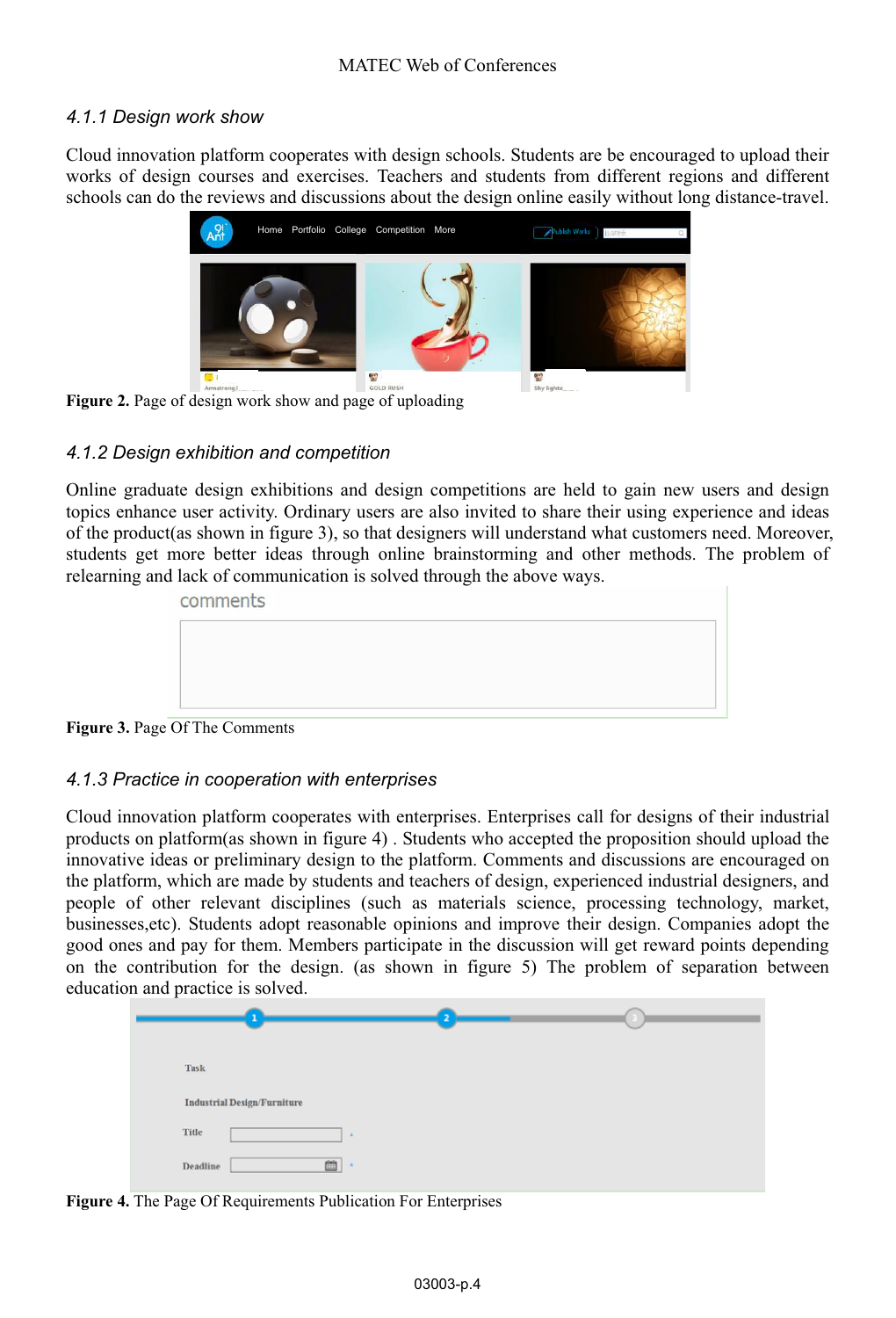#### 4.1.1 Design work show

Cloud innovation platform cooperates with design schools. Students are be encouraged to upload their works of design courses and exercises. Teachers and students from different regions and different schools can do the reviews and discussions about the design online easily without long distance-travel.

**Figure 2.** Page of design work show and page of uploading

#### 4.1.2 Design exhibition and competition

Online graduate design exhibitions and design competitions are held to gain new users and design topics enhance user activity. Ordinary users are also invited to share their using experience and ideas of the product(as shown in figure 3), so that designers will understand what customers need. Moreover, students get more better ideas through online brainstorming and other methods. The problem of relearning and lack of communication is solved through the above ways.

**Figure 3.** Page Of The Comments

#### 4.1.3 Practice in cooperation with enterprises

Cloud innovation platform cooperates with enterprises. Enterprises call for designs of their industrial products on platform(as shown in figure 4) . Students who accepted the proposition should upload the innovative ideas or preliminary design to the platform. Comments and discussions are encouraged on the platform, which are made by students and teachers of design, experienced industrial designers, and people of other relevant disciplines (such as materials science, processing technology, market, businesses,etc). Students adopt reasonable opinions and improve their design. Companies adopt the good ones and pay for them. Members participate in the discussion will get reward points depending on the contribution for the design. (as shown in figure 5) The problem of separation between education and practice is solved.

**Figure 4.** The Page Of Requirements Publication For Enterprises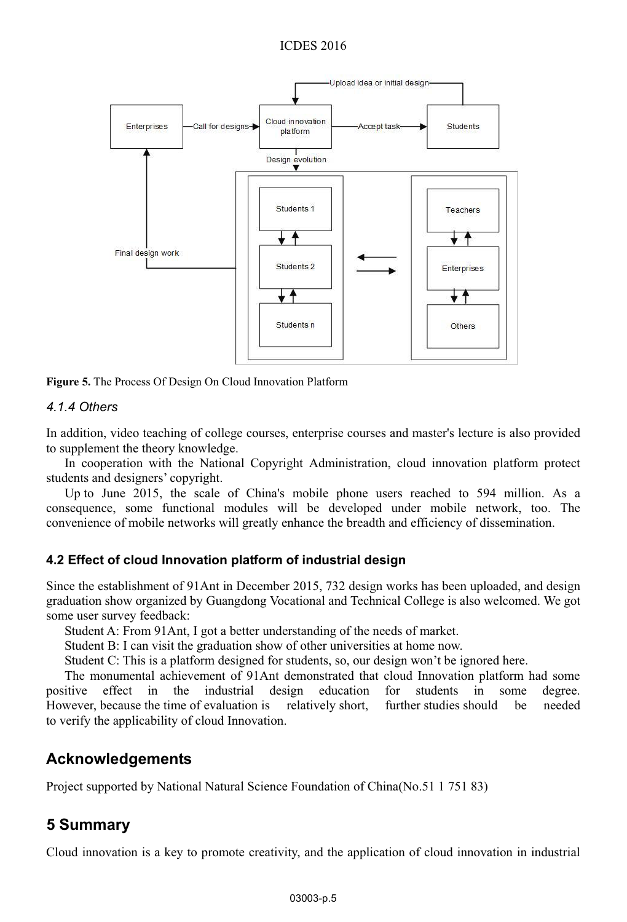Figure 5. The Process Of Design On Cloud Innovation Platform

### *4.1.4 Others*

In addition, video teaching of college courses, enterprise courses and master's lecture is also provided to supplement the theory knowledge.

In cooperation with the National Copyright Administration, cloud innovation platform protect students and designers' copyright.

Up to June 2015, the scale of China's mobile phone users reached to 594 million. As a consequence, some functional modules will be developed under mobile network, too. The convenience of mobile networks will greatly enhance the breadth and efficiency of dissemination.

### 4.2 Effect of cloud Innovation platform of industrial design

Since the establishment of 91Ant in December 2015, 732 design works has been uploaded, and design graduation show organized by Guangdong Vocational and Technical College is also welcomed. We got some user survey feedback:

Student A: From 91Ant, I got a better understanding of the needs of market.

Student B: I can visit the graduation show of other universities at home now.

Student C: This is a platform designed for students, so, our design won't be ignored here.

The monumental achievement of 91Ant demonstrated that cloud Innovation platform had some positive effect in the industrial design education for students in some degree. However, because the time of evaluation is relatively short, further studies should be needed to verify the applicability of cloud Innovation.

## Acknowledgements

Project supported by National Natural Science Foundation of China(No.51 1 751 83)

## 5 Summary

Cloud innovation is a key to promote creativity, and the application of cloud innovation in industrial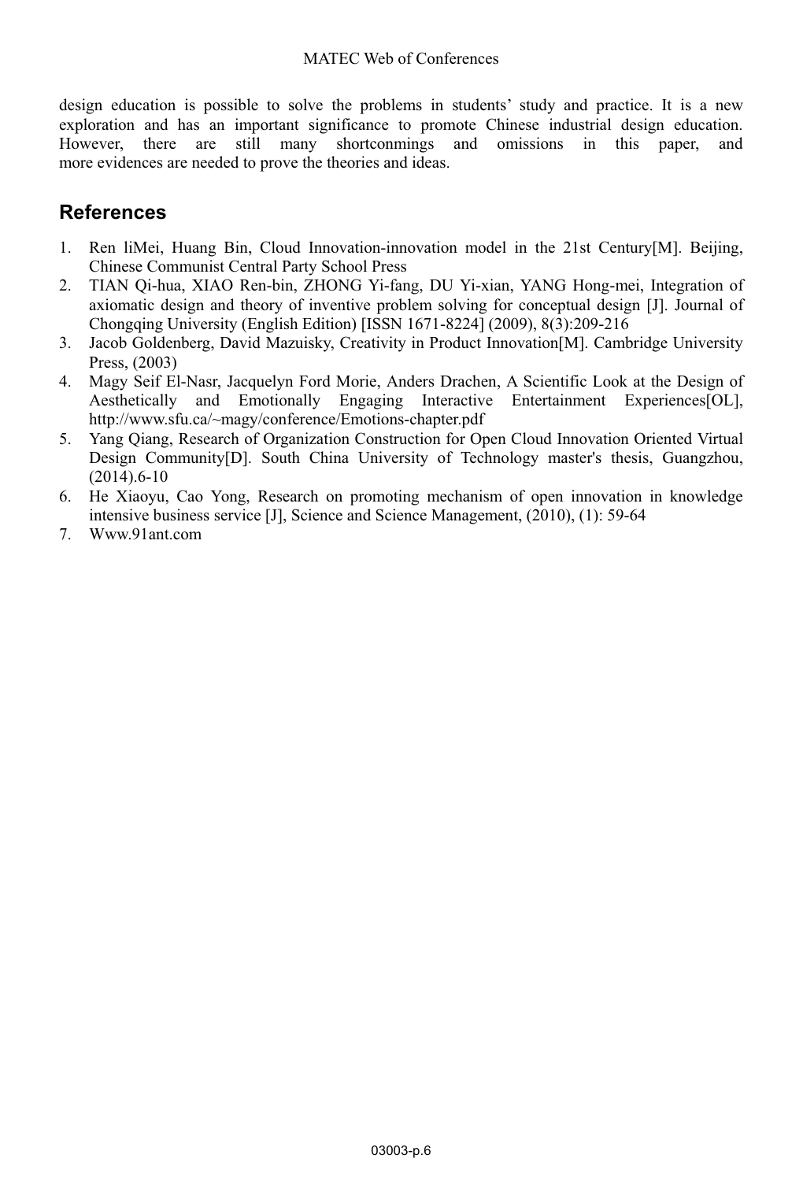design education is possible to solve the problems in students' study and practice. It is a new exploration and has an important significance to promote Chinese industrial design education. However, there are still many shortconmings and omissions in this paper, and more evidences are needed to prove the theories and ideas.

## References

1. Ren liMei, Huang Bin, Cloud Innovation-innovation model in the 21st Century[M]. Beijing, Chinese Communist Central Party School Press
2. TIAN Qi-hua, XIAO Ren-bin, ZHONG Yi-fang, DU Yi-xian, YANG Hong-mei, Integration of axiomatic design and theory of inventive problem solving for conceptual design [J]. Journal of Chongqing University (English Edition) [ISSN 1671-8224] (2009), 8(3):209-216
3. Jacob Goldenberg, David Mazuisky, Creativity in Product Innovation[M]. Cambridge University Press, (2003)
4. Magy Seif El-Nasr, Jacquelyn Ford Morie, Anders Drachen, A Scientific Look at the Design of Aesthetically and Emotionally Engaging Interactive Entertainment Experiences[OL], http://www.sfu.ca/~magy/conference/Emotions-chapter.pdf
5. Yang Qiang, Research of Organization Construction for Open Cloud Innovation Oriented Virtual Design Community[D]. South China University of Technology master's thesis, Guangzhou, (2014).6-10
6. He Xiaoyu, Cao Yong, Research on promoting mechanism of open innovation in knowledge intensive business service [J], Science and Science Management, (2010), (1): 59-64
7. Www.91ant.com